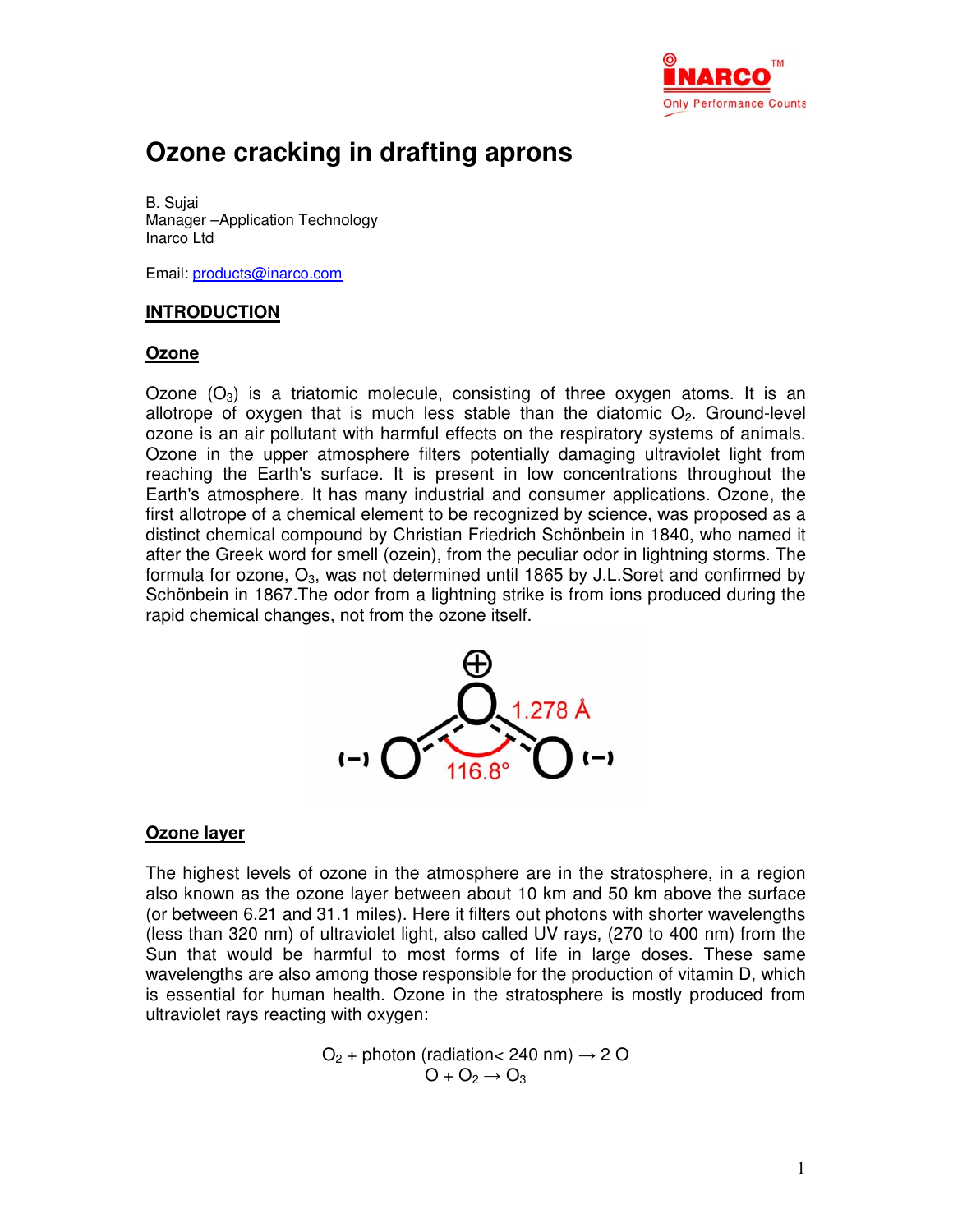# Ozone cracking in drafting aprons

B. Sujai
Manager –Application Technology
Inarco Ltd

Email: products@inarco.com

## INTRODUCTION

### Ozone

Ozone ($O_3$) is a triatomic molecule, consisting of three oxygen atoms. It is an allotrope of oxygen that is much less stable than the diatomic $O_2$. Ground-level ozone is an air pollutant with harmful effects on the respiratory systems of animals. Ozone in the upper atmosphere filters potentially damaging ultraviolet light from reaching the Earth's surface. It is present in low concentrations throughout the Earth's atmosphere. It has many industrial and consumer applications. Ozone, the first allotrope of a chemical element to be recognized by science, was proposed as a distinct chemical compound by Christian Friedrich Schönbein in 1840, who named it after the Greek word for smell (ozein), from the peculiar odor in lightning storms. The formula for ozone, $O_3$, was not determined until 1865 by J.L.Soret and confirmed by Schönbein in 1867.The odor from a lightning strike is from ions produced during the rapid chemical changes, not from the ozone itself.

### Ozone layer

The highest levels of ozone in the atmosphere are in the stratosphere, in a region also known as the ozone layer between about 10 km and 50 km above the surface (or between 6.21 and 31.1 miles). Here it filters out photons with shorter wavelengths (less than 320 nm) of ultraviolet light, also called UV rays, (270 to 400 nm) from the Sun that would be harmful to most forms of life in large doses. These same wavelengths are also among those responsible for the production of vitamin D, which is essential for human health. Ozone in the stratosphere is mostly produced from ultraviolet rays reacting with oxygen:

$$O_2 + \text{photon (radiation} < 240\text{ nm)} \rightarrow 2\,O$$
$$O + O_2 \rightarrow O_3$$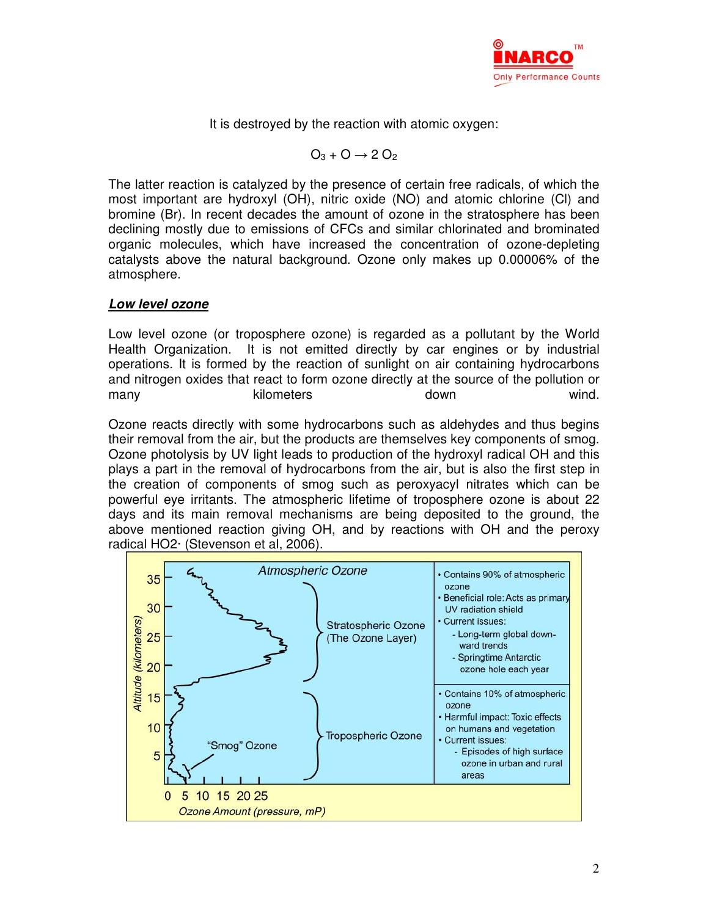It is destroyed by the reaction with atomic oxygen:

$$O_3 + O \rightarrow 2\ O_2$$

The latter reaction is catalyzed by the presence of certain free radicals, of which the most important are hydroxyl (OH), nitric oxide (NO) and atomic chlorine (Cl) and bromine (Br). In recent decades the amount of ozone in the stratosphere has been declining mostly due to emissions of CFCs and similar chlorinated and brominated organic molecules, which have increased the concentration of ozone-depleting catalysts above the natural background. Ozone only makes up 0.00006% of the atmosphere.

***Low level ozone***

Low level ozone (or troposphere ozone) is regarded as a pollutant by the World Health Organization. It is not emitted directly by car engines or by industrial operations. It is formed by the reaction of sunlight on air containing hydrocarbons and nitrogen oxides that react to form ozone directly at the source of the pollution or many kilometers down wind.

Ozone reacts directly with some hydrocarbons such as aldehydes and thus begins their removal from the air, but the products are themselves key components of smog. Ozone photolysis by UV light leads to production of the hydroxyl radical OH and this plays a part in the removal of hydrocarbons from the air, but is also the first step in the creation of components of smog such as peroxyacyl nitrates which can be powerful eye irritants. The atmospheric lifetime of troposphere ozone is about 22 days and its main removal mechanisms are being deposited to the ground, the above mentioned reaction giving OH, and by reactions with OH and the peroxy radical HO2· (Stevenson et al, 2006).

Atmospheric Ozone

Altitude (kilometers): 35, 30, 25, 20, 15, 10, 5

Ozone Amount (pressure, mP): 0, 5, 10, 15, 20, 25

Stratospheric Ozone (The Ozone Layer)
- Contains 90% of atmospheric ozone
- Beneficial role: Acts as primary UV radiation shield
- Current issues:
  - Long-term global downward trends
  - Springtime Antarctic ozone hole each year

Tropospheric Ozone ("Smog" Ozone)
- Contains 10% of atmospheric ozone
- Harmful impact: Toxic effects on humans and vegetation
- Current issues:
  - Episodes of high surface ozone in urban and rural areas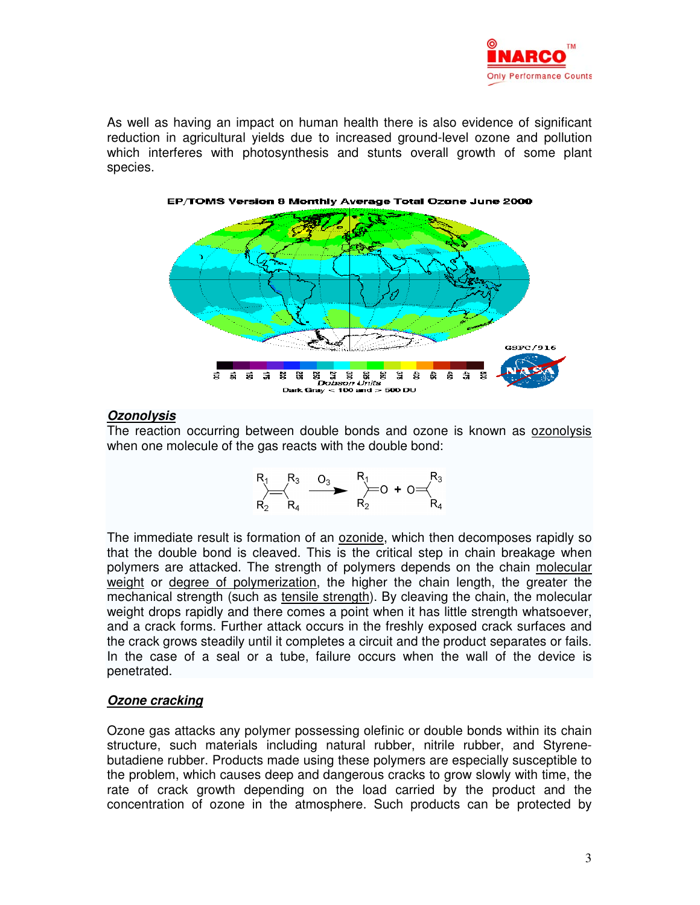As well as having an impact on human health there is also evidence of significant reduction in agricultural yields due to increased ground-level ozone and pollution which interferes with photosynthesis and stunts overall growth of some plant species.

EP/TOMS Version 8 Monthly Average Total Ozone June 2000

Dobson Units
Dark Gray < 100 and > 500 DU

### ***Ozonolysis***

The reaction occurring between double bonds and ozone is known as ozonolysis when one molecule of the gas reacts with the double bond:

$$R_1R_2C{=}CR_3R_4 \xrightarrow{O_3} R_1R_2C{=}O + O{=}CR_3R_4$$

The immediate result is formation of an ozonide, which then decomposes rapidly so that the double bond is cleaved. This is the critical step in chain breakage when polymers are attacked. The strength of polymers depends on the chain molecular weight or degree of polymerization, the higher the chain length, the greater the mechanical strength (such as tensile strength). By cleaving the chain, the molecular weight drops rapidly and there comes a point when it has little strength whatsoever, and a crack forms. Further attack occurs in the freshly exposed crack surfaces and the crack grows steadily until it completes a circuit and the product separates or fails. In the case of a seal or a tube, failure occurs when the wall of the device is penetrated.

### ***Ozone cracking***

Ozone gas attacks any polymer possessing olefinic or double bonds within its chain structure, such materials including natural rubber, nitrile rubber, and Styrene-butadiene rubber. Products made using these polymers are especially susceptible to the problem, which causes deep and dangerous cracks to grow slowly with time, the rate of crack growth depending on the load carried by the product and the concentration of ozone in the atmosphere. Such products can be protected by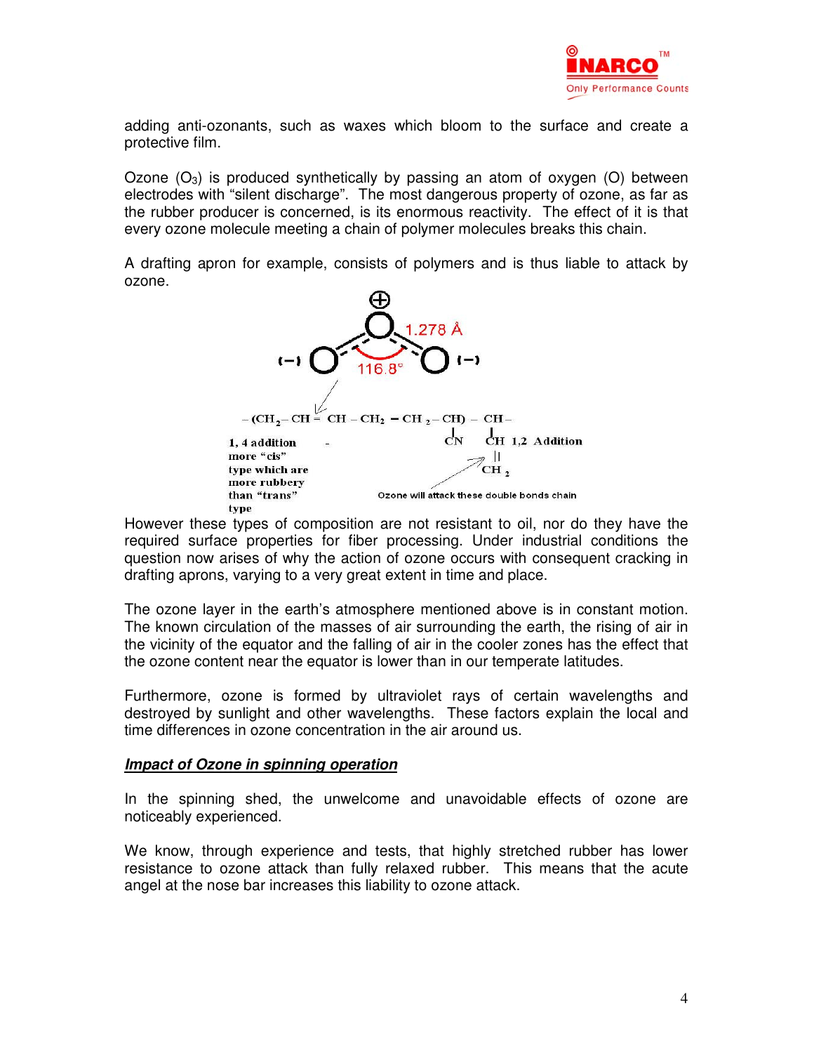adding anti-ozonants, such as waxes which bloom to the surface and create a protective film.

Ozone ($O_3$) is produced synthetically by passing an atom of oxygen (O) between electrodes with "silent discharge". The most dangerous property of ozone, as far as the rubber producer is concerned, is its enormous reactivity. The effect of it is that every ozone molecule meeting a chain of polymer molecules breaks this chain.

A drafting apron for example, consists of polymers and is thus liable to attack by ozone.

1.278 Å

116.8°

$-(CH_2-CH=CH-CH_2-CH_2-CH)-CH-$

CN

CH 1,2 Addition

$CH_2$

1, 4 addition more "cis" type which are more rubbery than "trans" type

Ozone will attack these double bonds chain

However these types of composition are not resistant to oil, nor do they have the required surface properties for fiber processing. Under industrial conditions the question now arises of why the action of ozone occurs with consequent cracking in drafting aprons, varying to a very great extent in time and place.

The ozone layer in the earth's atmosphere mentioned above is in constant motion. The known circulation of the masses of air surrounding the earth, the rising of air in the vicinity of the equator and the falling of air in the cooler zones has the effect that the ozone content near the equator is lower than in our temperate latitudes.

Furthermore, ozone is formed by ultraviolet rays of certain wavelengths and destroyed by sunlight and other wavelengths. These factors explain the local and time differences in ozone concentration in the air around us.

***Impact of Ozone in spinning operation***

In the spinning shed, the unwelcome and unavoidable effects of ozone are noticeably experienced.

We know, through experience and tests, that highly stretched rubber has lower resistance to ozone attack than fully relaxed rubber. This means that the acute angel at the nose bar increases this liability to ozone attack.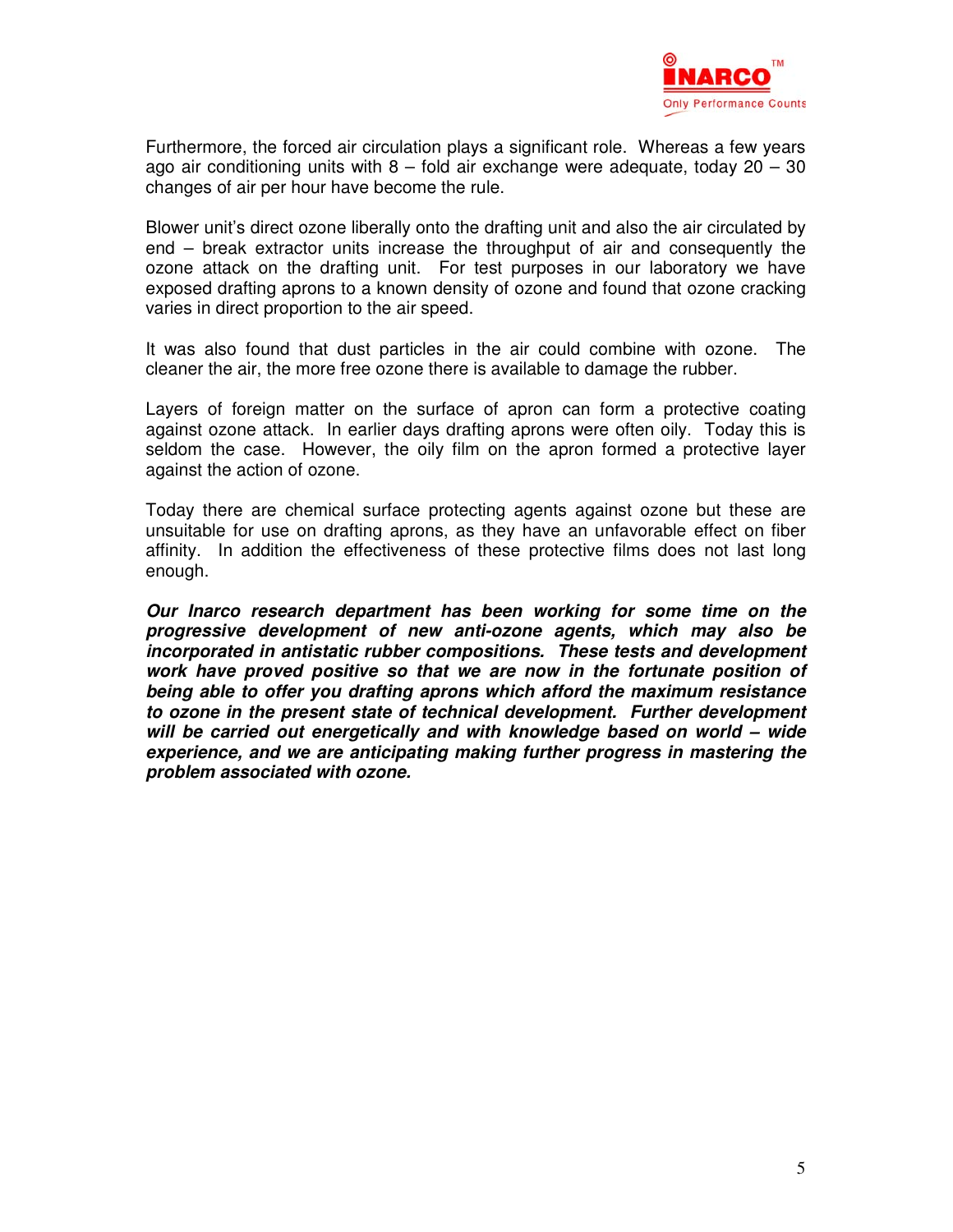Furthermore, the forced air circulation plays a significant role. Whereas a few years ago air conditioning units with 8 – fold air exchange were adequate, today 20 – 30 changes of air per hour have become the rule.

Blower unit's direct ozone liberally onto the drafting unit and also the air circulated by end – break extractor units increase the throughput of air and consequently the ozone attack on the drafting unit. For test purposes in our laboratory we have exposed drafting aprons to a known density of ozone and found that ozone cracking varies in direct proportion to the air speed.

It was also found that dust particles in the air could combine with ozone. The cleaner the air, the more free ozone there is available to damage the rubber.

Layers of foreign matter on the surface of apron can form a protective coating against ozone attack. In earlier days drafting aprons were often oily. Today this is seldom the case. However, the oily film on the apron formed a protective layer against the action of ozone.

Today there are chemical surface protecting agents against ozone but these are unsuitable for use on drafting aprons, as they have an unfavorable effect on fiber affinity. In addition the effectiveness of these protective films does not last long enough.

***Our Inarco research department has been working for some time on the progressive development of new anti-ozone agents, which may also be incorporated in antistatic rubber compositions. These tests and development work have proved positive so that we are now in the fortunate position of being able to offer you drafting aprons which afford the maximum resistance to ozone in the present state of technical development. Further development will be carried out energetically and with knowledge based on world – wide experience, and we are anticipating making further progress in mastering the problem associated with ozone.***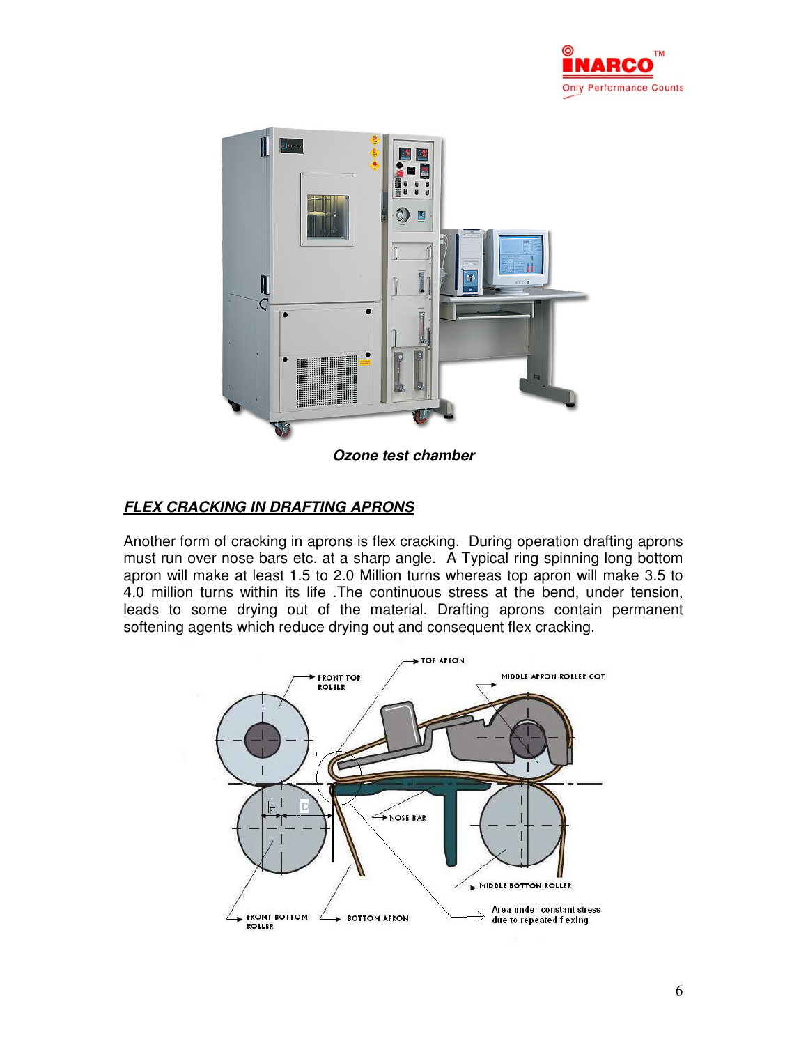*Ozone test chamber*

## ***FLEX CRACKING IN DRAFTING APRONS***

Another form of cracking in aprons is flex cracking. During operation drafting aprons must run over nose bars etc. at a sharp angle. A Typical ring spinning long bottom apron will make at least 1.5 to 2.0 Million turns whereas top apron will make 3.5 to 4.0 million turns within its life .The continuous stress at the bend, under tension, leads to some drying out of the material. Drafting aprons contain permanent softening agents which reduce drying out and consequent flex cracking.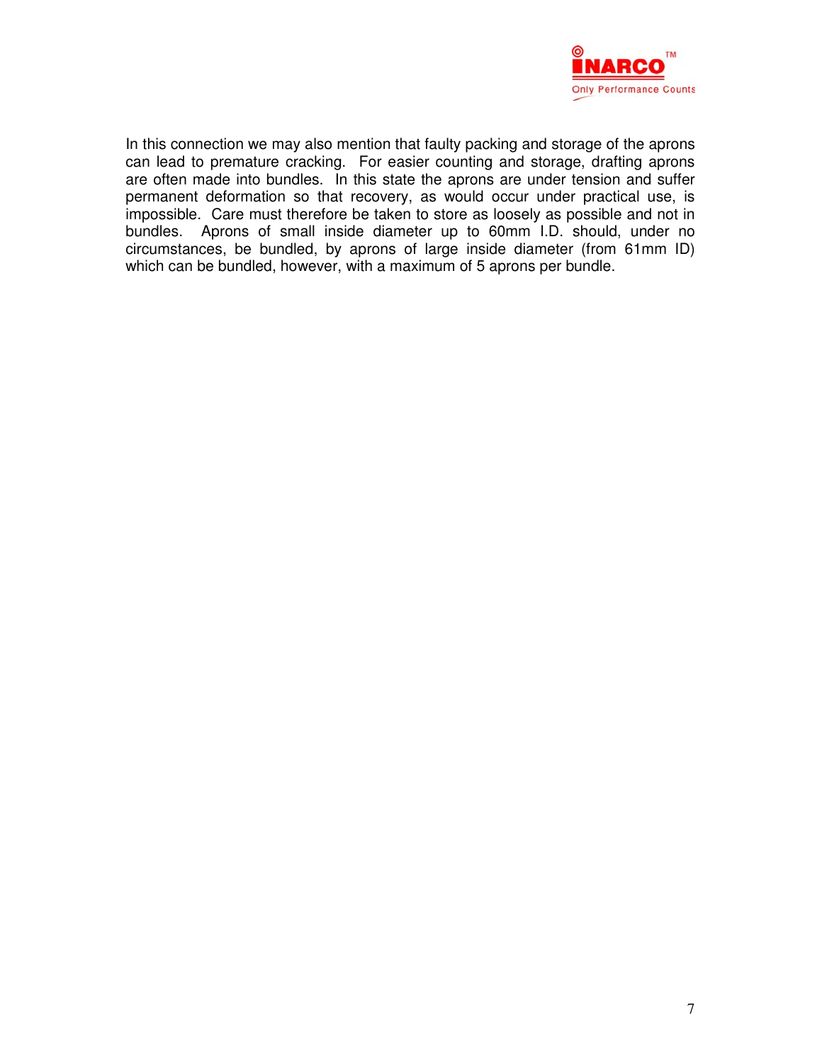In this connection we may also mention that faulty packing and storage of the aprons can lead to premature cracking. For easier counting and storage, drafting aprons are often made into bundles. In this state the aprons are under tension and suffer permanent deformation so that recovery, as would occur under practical use, is impossible. Care must therefore be taken to store as loosely as possible and not in bundles. Aprons of small inside diameter up to 60mm I.D. should, under no circumstances, be bundled, by aprons of large inside diameter (from 61mm ID) which can be bundled, however, with a maximum of 5 aprons per bundle.